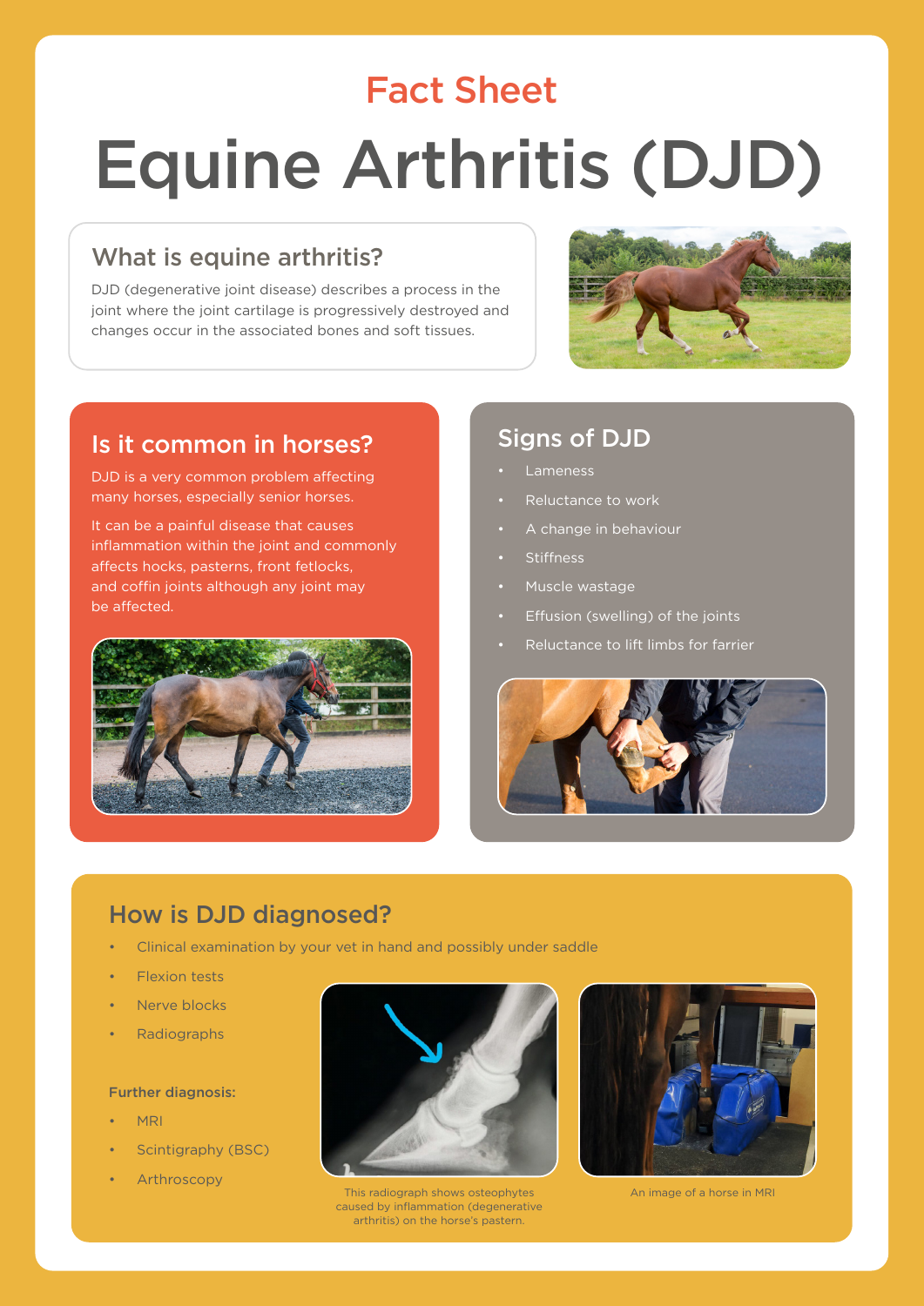Fact Sheet

# Equine Arthritis (DJD)

## What is equine arthritis?

DJD (degenerative joint disease) describes a process in the joint where the joint cartilage is progressively destroyed and changes occur in the associated bones and soft tissues.

## Is it common in horses?

DJD is a very common problem affecting many horses, especially senior horses.

It can be a painful disease that causes inflammation within the joint and commonly affects hocks, pasterns, front fetlocks, and coffin joints although any joint may be affected.

## Signs of DJD

- Lameness
- Reluctance to work
- A change in behaviour
- Stiffness
- Muscle wastage
- Effusion (swelling) of the joints
- Reluctance to lift limbs for farrier

## How is DJD diagnosed?

- Clinical examination by your vet in hand and possibly under saddle
- Flexion tests
- Nerve blocks
- Radiographs

**Further diagnosis:**

- MRI
- Scintigraphy (BSC)
- Arthroscopy

This radiograph shows osteophytes caused by inflammation (degenerative arthritis) on the horse's pastern.

An image of a horse in MRI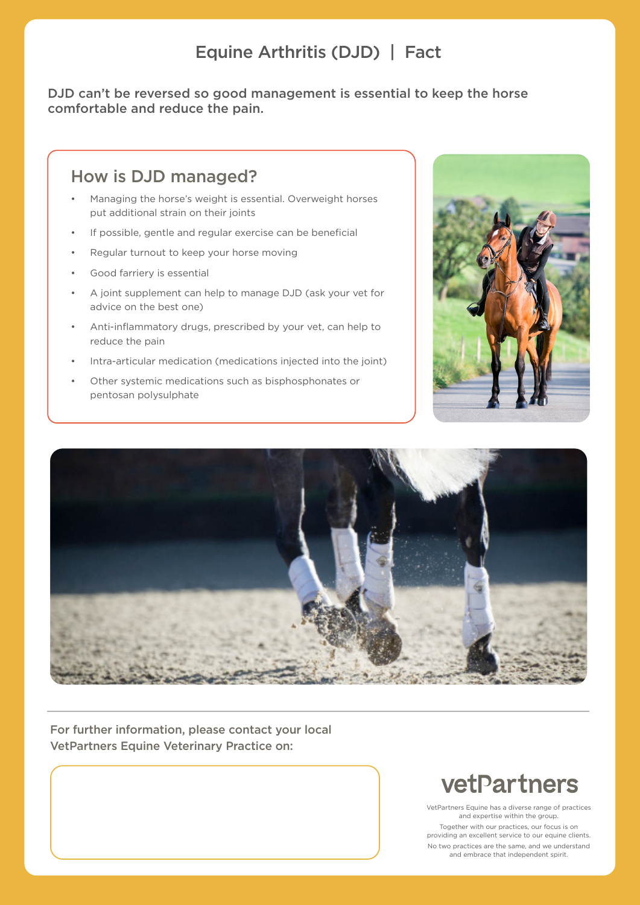# Equine Arthritis (DJD) | Fact

**DJD can't be reversed so good management is essential to keep the horse comfortable and reduce the pain.**

## How is DJD managed?

- Managing the horse's weight is essential. Overweight horses put additional strain on their joints
- If possible, gentle and regular exercise can be beneficial
- Regular turnout to keep your horse moving
- Good farriery is essential
- A joint supplement can help to manage DJD (ask your vet for advice on the best one)
- Anti-inflammatory drugs, prescribed by your vet, can help to reduce the pain
- Intra-articular medication (medications injected into the joint)
- Other systemic medications such as bisphosphonates or pentosan polysulphate

---

**For further information, please contact your local VetPartners Equine Veterinary Practice on:**

vetPartners

VetPartners Equine has a diverse range of practices and expertise within the group.

Together with our practices, our focus is on providing an excellent service to our equine clients.

No two practices are the same, and we understand and embrace that independent spirit.